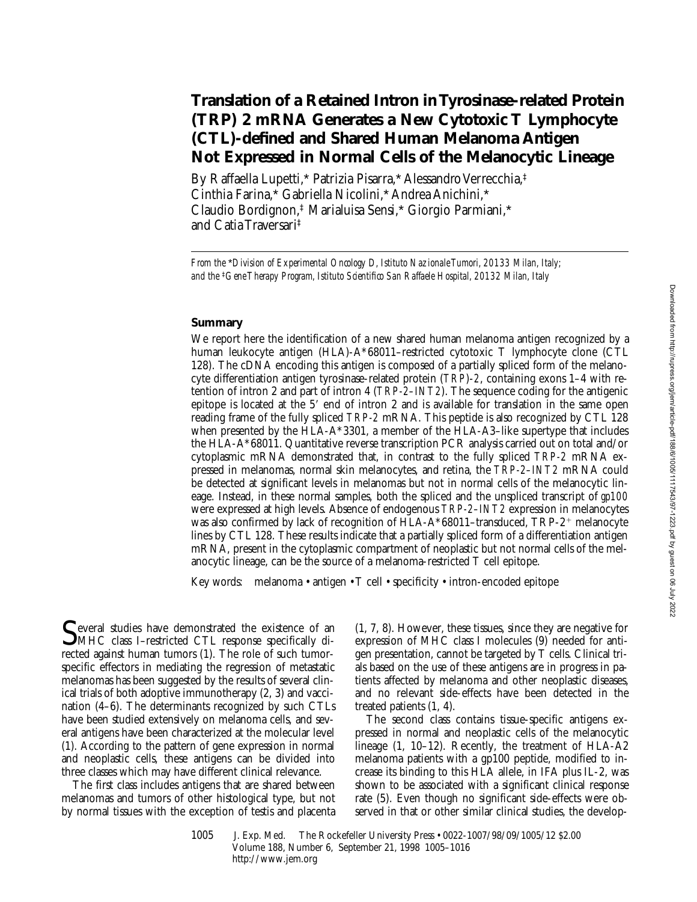# Translation of a Retained Intron in Tyrosinase-related Protein (TRP) 2 mRNA Generates a New Cytotoxic T Lymphocyte (CTL)-defined and Shared Human Melanoma Antigen Not Expressed in Normal Cells of the Melanocytic Lineage

By Raffaella Lupetti,* Patrizia Pisarra,* Alessandro Verrecchia,‡ Cinthia Farina,* Gabriella Nicolini,* Andrea Anichini,* Claudio Bordignon,‡ Marialuisa Sensi,* Giorgio Parmiani,* and Catia Traversari‡

*From the \*Division of Experimental Oncology D, Istituto Nazionale Tumori, 20133 Milan, Italy; and the ‡Gene Therapy Program, Istituto Scientifico San Raffaele Hospital, 20132 Milan, Italy*

## Summary

We report here the identification of a new shared human melanoma antigen recognized by a human leukocyte antigen (HLA)-A\*68011–restricted cytotoxic T lymphocyte clone (CTL 128). The cDNA encoding this antigen is composed of a partially spliced form of the melanocyte differentiation antigen tyrosinase-related protein (*TRP*)*-2*, containing exons 1–4 with retention of intron 2 and part of intron 4 (*TRP-2–INT2*). The sequence coding for the antigenic epitope is located at the 5′ end of intron 2 and is available for translation in the same open reading frame of the fully spliced *TRP-2* mRNA. This peptide is also recognized by CTL 128 when presented by the HLA-A\*3301, a member of the HLA-A3–like supertype that includes the HLA-A\*68011. Quantitative reverse transcription PCR analysis carried out on total and/or cytoplasmic mRNA demonstrated that, in contrast to the fully spliced *TRP-2* mRNA expressed in melanomas, normal skin melanocytes, and retina, the *TRP-2–INT2* mRNA could be detected at significant levels in melanomas but not in normal cells of the melanocytic lineage. Instead, in these normal samples, both the spliced and the unspliced transcript of *gp100* were expressed at high levels. Absence of endogenous *TRP-2–INT2* expression in melanocytes was also confirmed by lack of recognition of HLA-A\*68011–transduced, TRP-2$^+$ melanocyte lines by CTL 128. These results indicate that a partially spliced form of a differentiation antigen mRNA, present in the cytoplasmic compartment of neoplastic but not normal cells of the melanocytic lineage, can be the source of a melanoma-restricted T cell epitope.

Key words: melanoma • antigen • T cell • specificity • intron-encoded epitope

Several studies have demonstrated the existence of an MHC class I–restricted CTL response specifically directed against human tumors (1). The role of such tumor-specific effectors in mediating the regression of metastatic melanomas has been suggested by the results of several clinical trials of both adoptive immunotherapy (2, 3) and vaccination (4–6). The determinants recognized by such CTLs have been studied extensively on melanoma cells, and several antigens have been characterized at the molecular level (1). According to the pattern of gene expression in normal and neoplastic cells, these antigens can be divided into three classes which may have different clinical relevance.

The first class includes antigens that are shared between melanomas and tumors of other histological type, but not by normal tissues with the exception of testis and placenta (1, 7, 8). However, these tissues, since they are negative for expression of MHC class I molecules (9) needed for antigen presentation, cannot be targeted by T cells. Clinical trials based on the use of these antigens are in progress in patients affected by melanoma and other neoplastic diseases, and no relevant side-effects have been detected in the treated patients (1, 4).

The second class contains tissue-specific antigens expressed in normal and neoplastic cells of the melanocytic lineage (1, 10–12). Recently, the treatment of HLA-A2 melanoma patients with a gp100 peptide, modified to increase its binding to this HLA allele, in IFA plus IL-2, was shown to be associated with a significant clinical response rate (5). Even though no significant side-effects were observed in that or other similar clinical studies, the develop-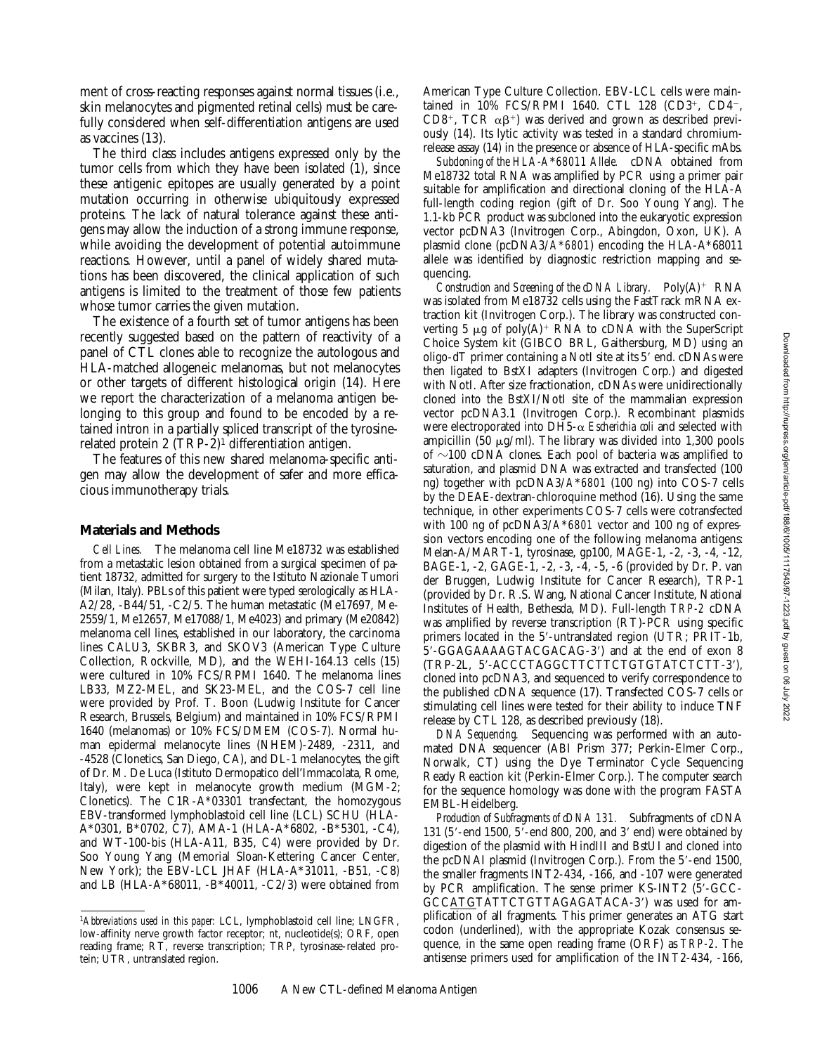ment of cross-reacting responses against normal tissues (i.e., skin melanocytes and pigmented retinal cells) must be carefully considered when self-differentiation antigens are used as vaccines (13).

The third class includes antigens expressed only by the tumor cells from which they have been isolated (1), since these antigenic epitopes are usually generated by a point mutation occurring in otherwise ubiquitously expressed proteins. The lack of natural tolerance against these antigens may allow the induction of a strong immune response, while avoiding the development of potential autoimmune reactions. However, until a panel of widely shared mutations has been discovered, the clinical application of such antigens is limited to the treatment of those few patients whose tumor carries the given mutation.

The existence of a fourth set of tumor antigens has been recently suggested based on the pattern of reactivity of a panel of CTL clones able to recognize the autologous and HLA-matched allogeneic melanomas, but not melanocytes or other targets of different histological origin (14). Here we report the characterization of a melanoma antigen belonging to this group and found to be encoded by a retained intron in a partially spliced transcript of the tyrosine-related protein 2 (TRP-2)[1] differentiation antigen.

The features of this new shared melanoma-specific antigen may allow the development of safer and more efficacious immunotherapy trials.

## Materials and Methods

*Cell Lines.* The melanoma cell line Me18732 was established from a metastatic lesion obtained from a surgical specimen of patient 18732, admitted for surgery to the Istituto Nazionale Tumori (Milan, Italy). PBLs of this patient were typed serologically as HLA-A2/28, -B44/51, -C2/5. The human metastatic (Me17697, Me-2559/1, Me12657, Me17088/1, Me4023) and primary (Me20842) melanoma cell lines, established in our laboratory, the carcinoma lines CALU3, SKBR3, and SKOV3 (American Type Culture Collection, Rockville, MD), and the WEHI-164.13 cells (15) were cultured in 10% FCS/RPMI 1640. The melanoma lines LB33, MZ2-MEL, and SK23-MEL, and the COS-7 cell line were provided by Prof. T. Boon (Ludwig Institute for Cancer Research, Brussels, Belgium) and maintained in 10% FCS/RPMI 1640 (melanomas) or 10% FCS/DMEM (COS-7). Normal human epidermal melanocyte lines (NHEM)-2489, -2311, and -4528 (Clonetics, San Diego, CA), and DL-1 melanocytes, the gift of Dr. M. De Luca (Istituto Dermopatico dell'Immacolata, Rome, Italy), were kept in melanocyte growth medium (MGM-2; Clonetics). The C1R-A*03301 transfectant, the homozygous EBV-transformed lymphoblastoid cell line (LCL) SCHU (HLA-A*0301, B*0702, C7), AMA-1 (HLA-A*6802, -B*5301, -C4), and WT-100-bis (HLA-A11, B35, C4) were provided by Dr. Soo Young Yang (Memorial Sloan-Kettering Cancer Center, New York); the EBV-LCL JHAF (HLA-A*31011, -B51, -C8) and LB (HLA-A*68011, -B*40011, -C2/3) were obtained from American Type Culture Collection. EBV-LCL cells were maintained in 10% FCS/RPMI 1640. CTL 128 (CD3$^+$, CD4$^-$, CD8$^+$, TCR $\alpha\beta^+$) was derived and grown as described previously (14). Its lytic activity was tested in a standard chromium-release assay (14) in the presence or absence of HLA-specific mAbs.

*Subcloning of the HLA-A*68011 Allele.* cDNA obtained from Me18732 total RNA was amplified by PCR using a primer pair suitable for amplification and directional cloning of the HLA-A full-length coding region (gift of Dr. Soo Young Yang). The 1.1-kb PCR product was subcloned into the eukaryotic expression vector pcDNA3 (Invitrogen Corp., Abingdon, Oxon, UK). A plasmid clone (pcDNA3/*A*6801*) encoding the HLA-A*68011 allele was identified by diagnostic restriction mapping and sequencing.

*Construction and Screening of the cDNA Library.* Poly(A)$^+$ RNA was isolated from Me18732 cells using the FastTrack mRNA extraction kit (Invitrogen Corp.). The library was constructed converting 5 μg of poly(A)$^+$ RNA to cDNA with the SuperScript Choice System kit (GIBCO BRL, Gaithersburg, MD) using an oligo-dT primer containing a NotI site at its 5′ end. cDNAs were then ligated to BstXI adapters (Invitrogen Corp.) and digested with NotI. After size fractionation, cDNAs were unidirectionally cloned into the BstXI/NotI site of the mammalian expression vector pcDNA3.1 (Invitrogen Corp.). Recombinant plasmids were electroporated into DH5-α *Escherichia coli* and selected with ampicillin (50 μg/ml). The library was divided into 1,300 pools of ~100 cDNA clones. Each pool of bacteria was amplified to saturation, and plasmid DNA was extracted and transfected (100 ng) together with pcDNA3/*A*6801* (100 ng) into COS-7 cells by the DEAE-dextran-chloroquine method (16). Using the same technique, in other experiments COS-7 cells were cotransfected with 100 ng of pcDNA3/*A*6801* vector and 100 ng of expression vectors encoding one of the following melanoma antigens: Melan-A/MART-1, tyrosinase, gp100, MAGE-1, -2, -3, -4, -12, BAGE-1, -2, GAGE-1, -2, -3, -4, -5, -6 (provided by Dr. P. van der Bruggen, Ludwig Institute for Cancer Research), TRP-1 (provided by Dr. R.S. Wang, National Cancer Institute, National Institutes of Health, Bethesda, MD). Full-length *TRP-2* cDNA was amplified by reverse transcription (RT)-PCR using specific primers located in the 5′-untranslated region (UTR; PRIT-1b, 5′-GGAGAAAAGTACGACAG-3′) and at the end of exon 8 (TRP-2L, 5′-ACCCTAGGCTTCTTCTGTGTATCTCTT-3′), cloned into pcDNA3, and sequenced to verify correspondence to the published cDNA sequence (17). Transfected COS-7 cells or stimulating cell lines were tested for their ability to induce TNF release by CTL 128, as described previously (18).

*DNA Sequencing.* Sequencing was performed with an automated DNA sequencer (ABI Prism 377; Perkin-Elmer Corp., Norwalk, CT) using the Dye Terminator Cycle Sequencing Ready Reaction kit (Perkin-Elmer Corp.). The computer search for the sequence homology was done with the program FASTA EMBL-Heidelberg.

*Production of Subfragments of cDNA 131.* Subfragments of cDNA 131 (5′-end 1500, 5′-end 800, 200, and 3′ end) were obtained by digestion of the plasmid with HindIII and BstUI and cloned into the pcDNAI plasmid (Invitrogen Corp.). From the 5′-end 1500, the smaller fragments INT2-434, -166, and -107 were generated by PCR amplification. The sense primer KS-INT2 (5′-GCC-GCCATGTATTCTGTTAGAGATACA-3′) was used for amplification of all fragments. This primer generates an ATG start codon (underlined), with the appropriate Kozak consensus sequence, in the same open reading frame (ORF) as *TRP-2*. The antisense primers used for amplification of the INT2-434, -166,

[1] *Abbreviations used in this paper:* LCL, lymphoblastoid cell line; LNGFR, low-affinity nerve growth factor receptor; nt, nucleotide(s); ORF, open reading frame; RT, reverse transcription; TRP, tyrosinase-related protein; UTR, untranslated region.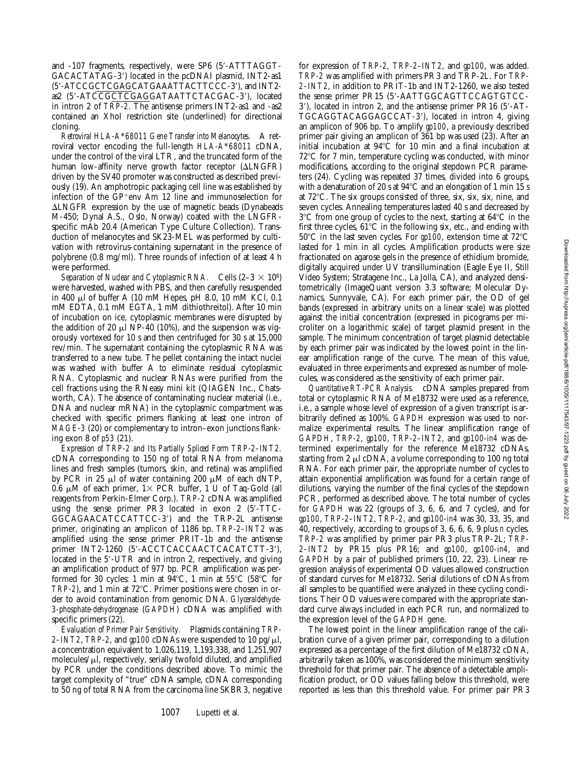and -107 fragments, respectively, were SP6 (5′-ATTTAGGT-GACACTATAG-3′) located in the pcDNAI plasmid, INT2-as1 (5′-ATCCGCTCGAGCATGAAATTACTTCCC-3′), and INT2-as2 (5′-ATCCGCTCGAGGATAATTCTACGAC-3′), located in intron 2 of *TRP-2*. The antisense primers INT2-as1 and -as2 contained an XhoI restriction site (underlined) for directional cloning.

*Retroviral HLA-A\*68011 Gene Transfer into Melanocytes.* A retroviral vector encoding the full-length *HLA-A\*68011* cDNA, under the control of the viral LTR, and the truncated form of the human low-affinity nerve growth factor receptor (ΔLNGFR) driven by the SV40 promoter was constructed as described previously (19). An amphotropic packaging cell line was established by infection of the GP$^+$env Am 12 line and immunoselection for ΔLNGFR expression by the use of magnetic beads (Dynabeads M-450; Dynal A.S., Oslo, Norway) coated with the LNGFR-specific mAb 20.4 (American Type Culture Collection). Transduction of melanocytes and SK23-MEL was performed by cultivation with retrovirus-containing supernatant in the presence of polybrene (0.8 mg/ml). Three rounds of infection of at least 4 h were performed.

*Separation of Nuclear and Cytoplasmic RNA.* Cells ($2–3 \times 10^6$) were harvested, washed with PBS, and then carefully resuspended in 400 μl of buffer A (10 mM Hepes, pH 8.0, 10 mM KCl, 0.1 mM EDTA, 0.1 mM EGTA, 1 mM dithiothreitol). After 10 min of incubation on ice, cytoplasmic membranes were disrupted by the addition of 20 μl NP-40 (10%), and the suspension was vigorously vortexed for 10 s and then centrifuged for 30 s at 15,000 rev/min. The supernatant containing the cytoplasmic RNA was transferred to a new tube. The pellet containing the intact nuclei was washed with buffer A to eliminate residual cytoplasmic RNA. Cytoplasmic and nuclear RNAs were purified from the cell fractions using the RNeasy mini kit (QIAGEN Inc., Chatsworth, CA). The absence of contaminating nuclear material (i.e., DNA and nuclear mRNA) in the cytoplasmic compartment was checked with specific primers flanking at least one intron of *MAGE-3* (20) or complementary to intron–exon junctions flanking exon 8 of *p53* (21).

*Expression of TRP-2 and Its Partially Spliced Form TRP-2–INT2.* cDNA corresponding to 150 ng of total RNA from melanoma lines and fresh samples (tumors, skin, and retina) was amplified by PCR in 25 μl of water containing 200 μM of each dNTP, 0.6 μM of each primer, 1× PCR buffer, 1 U of Taq-Gold (all reagents from Perkin-Elmer Corp.). *TRP-2* cDNA was amplified using the sense primer PR3 located in exon 2 (5′-TTC-GGCAGAACATCCATTCC-3′) and the TRP-2L antisense primer, originating an amplicon of 1186 bp. *TRP-2–INT2* was amplified using the sense primer PRIT-1b and the antisense primer INT2-1260 (5′-ACCTCACCAACTCACATCTT-3′), located in the 5′-UTR and in intron 2, respectively, and giving an amplification product of 977 bp. PCR amplification was performed for 30 cycles: 1 min at 94°C, 1 min at 55°C (58°C for *TRP-2*), and 1 min at 72°C. Primer positions were chosen in order to avoid contamination from genomic DNA. *Glyceraldehyde-3-phosphate-dehydrogenase* (*GAPDH*) cDNA was amplified with specific primers (22).

*Evaluation of Primer Pair Sensitivity.* Plasmids containing *TRP-2–INT2*, *TRP-2*, and *gp100* cDNAs were suspended to 10 pg/μl, a concentration equivalent to 1,026,119, 1,193,338, and 1,251,907 molecules/μl, respectively, serially twofold diluted, and amplified by PCR under the conditions described above. To mimic the target complexity of "true" cDNA sample, cDNA corresponding to 50 ng of total RNA from the carcinoma line SKBR3, negative for expression of *TRP-2*, *TRP-2–INT2*, and *gp100*, was added. *TRP-2* was amplified with primers PR3 and TRP-2L. For *TRP-2–INT2*, in addition to PRIT-1b and INT2-1260, we also tested the sense primer PR15 (5′-AATTGGCAGTTCCAGTGTCC-3′), located in intron 2, and the antisense primer PR16 (5′-AT-TGCAGGTACAGGAGCCAT-3′), located in intron 4, giving an amplicon of 906 bp. To amplify *gp100*, a previously described primer pair giving an amplicon of 361 bp was used (23). After an initial incubation at 94°C for 10 min and a final incubation at 72°C for 7 min, temperature cycling was conducted, with minor modifications, according to the original stepdown PCR parameters (24). Cycling was repeated 37 times, divided into 6 groups, with a denaturation of 20 s at 94°C and an elongation of 1 min 15 s at 72°C. The six groups consisted of three, six, six, six, nine, and seven cycles. Annealing temperatures lasted 40 s and decreased by 3°C from one group of cycles to the next, starting at 64°C in the first three cycles, 61°C in the following six, etc., and ending with 50°C in the last seven cycles. For *gp100*, extension time at 72°C lasted for 1 min in all cycles. Amplification products were size fractionated on agarose gels in the presence of ethidium bromide, digitally acquired under UV transillumination (Eagle Eye II, Still Video System; Stratagene Inc., La Jolla, CA), and analyzed densitometrically (ImageQuant version 3.3 software; Molecular Dynamics, Sunnyvale, CA). For each primer pair, the OD of gel bands (expressed in arbitrary units on a linear scale) was plotted against the initial concentration (expressed in picograms per microliter on a logarithmic scale) of target plasmid present in the sample. The minimum concentration of target plasmid detectable by each primer pair was indicated by the lowest point in the linear amplification range of the curve. The mean of this value, evaluated in three experiments and expressed as number of molecules, was considered as the sensitivity of each primer pair.

*Quantitative RT-PCR Analysis.* cDNA samples prepared from total or cytoplasmic RNA of Me18732 were used as a reference, i.e., a sample whose level of expression of a given transcript is arbitrarily defined as 100%. *GAPDH* expression was used to normalize experimental results. The linear amplification range of *GAPDH*, *TRP-2*, *gp100*, *TRP-2–INT2*, and *gp100-in4* was determined experimentally for the reference Me18732 cDNAs, starting from 2 μl cDNA, a volume corresponding to 100 ng total RNA. For each primer pair, the appropriate number of cycles to attain exponential amplification was found for a certain range of dilutions, varying the number of the final cycles of the stepdown PCR, performed as described above. The total number of cycles for *GAPDH* was 22 (groups of 3, 6, 6, and 7 cycles), and for *gp100*, *TRP-2–INT2*, *TRP-2*, and *gp100-in4* was 30, 33, 35, and 40, respectively, according to groups of 3, 6, 6, 6, 9 plus *n* cycles. *TRP-2* was amplified by primer pair PR3 plus TRP-2L; *TRP-2–INT2* by PR15 plus PR16; and *gp100*, *gp100-in4*, and *GAPDH* by a pair of published primers (10, 22, 23). Linear regression analysis of experimental OD values allowed construction of standard curves for Me18732. Serial dilutions of cDNAs from all samples to be quantified were analyzed in these cycling conditions. Their OD values were compared with the appropriate standard curve always included in each PCR run, and normalized to the expression level of the *GAPDH* gene.

The lowest point in the linear amplification range of the calibration curve of a given primer pair, corresponding to a dilution expressed as a percentage of the first dilution of Me18732 cDNA, arbitrarily taken as 100%, was considered the minimum sensitivity threshold for that primer pair. The absence of a detectable amplification product, or OD values falling below this threshold, were reported as less than this threshold value. For primer pair PR3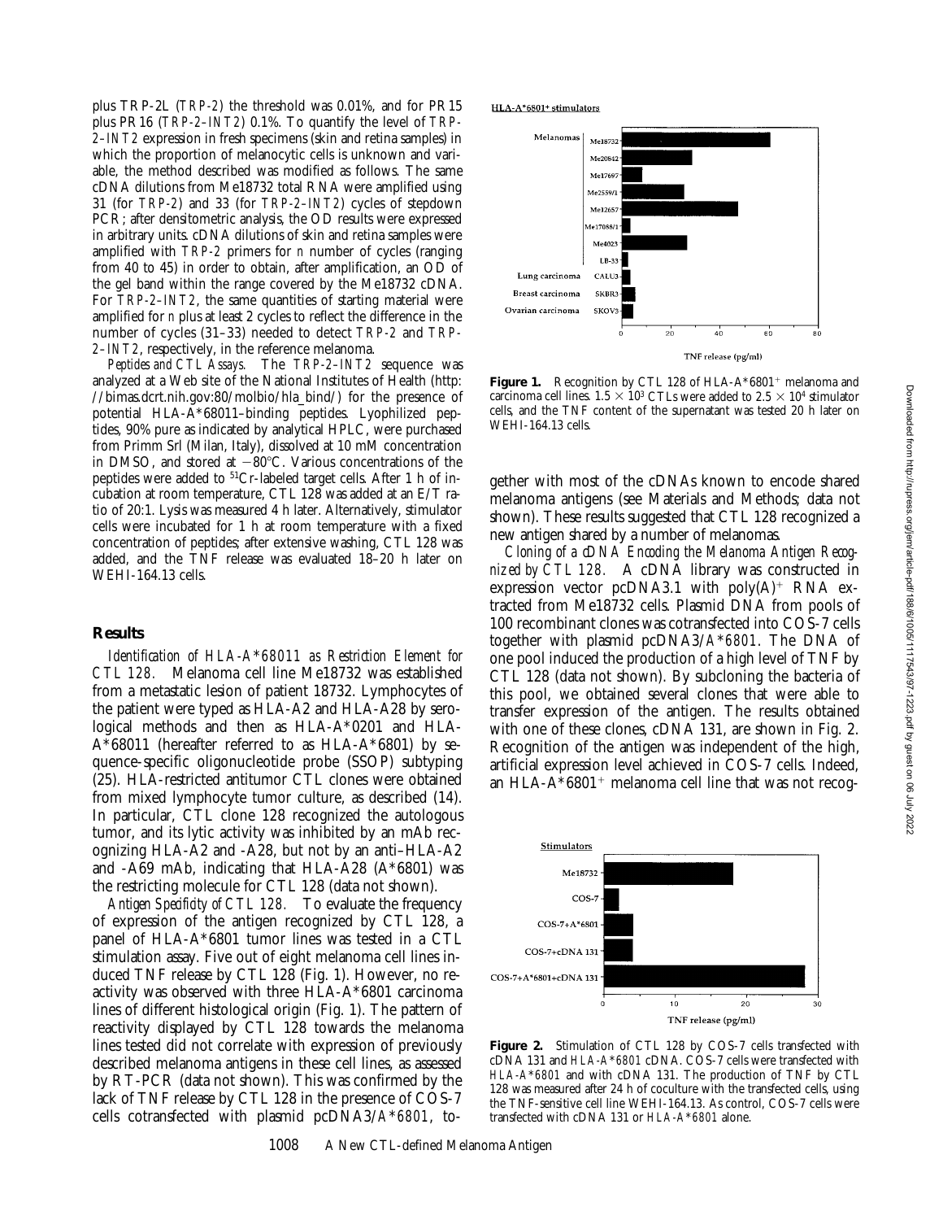plus TRP-2L (*TRP-2*) the threshold was 0.01%, and for PR15 plus PR16 (*TRP-2–INT2*) 0.1%. To quantify the level of *TRP-2–INT2* expression in fresh specimens (skin and retina samples) in which the proportion of melanocytic cells is unknown and variable, the method described was modified as follows. The same cDNA dilutions from Me18732 total RNA were amplified using 31 (for *TRP-2*) and 33 (for *TRP-2–INT2*) cycles of stepdown PCR; after densitometric analysis, the OD results were expressed in arbitrary units. cDNA dilutions of skin and retina samples were amplified with *TRP-2* primers for *n* number of cycles (ranging from 40 to 45) in order to obtain, after amplification, an OD of the gel band within the range covered by the Me18732 cDNA. For *TRP-2–INT2*, the same quantities of starting material were amplified for *n* plus at least 2 cycles to reflect the difference in the number of cycles (31–33) needed to detect *TRP-2* and *TRP-2–INT2*, respectively, in the reference melanoma.

*Peptides and CTL Assays.* The *TRP-2–INT2* sequence was analyzed at a Web site of the National Institutes of Health (http://bimas.dcrt.nih.gov:80/molbio/hla_bind/) for the presence of potential HLA-A*68011–binding peptides. Lyophilized peptides, 90% pure as indicated by analytical HPLC, were purchased from Primm Srl (Milan, Italy), dissolved at 10 mM concentration in DMSO, and stored at −80°C. Various concentrations of the peptides were added to $^{51}$Cr-labeled target cells. After 1 h of incubation at room temperature, CTL 128 was added at an E/T ratio of 20:1. Lysis was measured 4 h later. Alternatively, stimulator cells were incubated for 1 h at room temperature with a fixed concentration of peptides; after extensive washing, CTL 128 was added, and the TNF release was evaluated 18–20 h later on WEHI-164.13 cells.

## Results

*Identification of HLA-A\*68011 as Restriction Element for CTL 128.* Melanoma cell line Me18732 was established from a metastatic lesion of patient 18732. Lymphocytes of the patient were typed as HLA-A2 and HLA-A28 by serological methods and then as HLA-A*0201 and HLA-A*68011 (hereafter referred to as HLA-A*6801) by sequence-specific oligonucleotide probe (SSOP) subtyping (25). HLA-restricted antitumor CTL clones were obtained from mixed lymphocyte tumor culture, as described (14). In particular, CTL clone 128 recognized the autologous tumor, and its lytic activity was inhibited by an mAb recognizing HLA-A2 and -A28, but not by an anti–HLA-A2 and -A69 mAb, indicating that HLA-A28 (A*6801) was the restricting molecule for CTL 128 (data not shown).

*Antigen Specificity of CTL 128.* To evaluate the frequency of expression of the antigen recognized by CTL 128, a panel of HLA-A*6801 tumor lines was tested in a CTL stimulation assay. Five out of eight melanoma cell lines induced TNF release by CTL 128 (Fig. 1). However, no reactivity was observed with three HLA-A*6801 carcinoma lines of different histological origin (Fig. 1). The pattern of reactivity displayed by CTL 128 towards the melanoma lines tested did not correlate with expression of previously described melanoma antigens in these cell lines, as assessed by RT-PCR (data not shown). This was confirmed by the lack of TNF release by CTL 128 in the presence of COS-7 cells cotransfected with plasmid pcDNA3/*A\*6801*, together with most of the cDNAs known to encode shared melanoma antigens (see Materials and Methods; data not shown). These results suggested that CTL 128 recognized a new antigen shared by a number of melanomas.

**Figure 1.** Recognition by CTL 128 of HLA-A*6801$^+$ melanoma and carcinoma cell lines. $1.5 \times 10^3$ CTLs were added to $2.5 \times 10^4$ stimulator cells, and the TNF content of the supernatant was tested 20 h later on WEHI-164.13 cells.

*Cloning of a cDNA Encoding the Melanoma Antigen Recognized by CTL 128.* A cDNA library was constructed in expression vector pcDNA3.1 with poly(A)$^+$ RNA extracted from Me18732 cells. Plasmid DNA from pools of 100 recombinant clones was cotransfected into COS-7 cells together with plasmid pcDNA3/*A\*6801*. The DNA of one pool induced the production of a high level of TNF by CTL 128 (data not shown). By subcloning the bacteria of this pool, we obtained several clones that were able to transfer expression of the antigen. The results obtained with one of these clones, cDNA 131, are shown in Fig. 2. Recognition of the antigen was independent of the high, artificial expression level achieved in COS-7 cells. Indeed, an HLA-A*6801$^+$ melanoma cell line that was not recog-

**Figure 2.** Stimulation of CTL 128 by COS-7 cells transfected with cDNA 131 and *HLA-A\*6801* cDNA. COS-7 cells were transfected with *HLA-A\*6801* and with cDNA 131. The production of TNF by CTL 128 was measured after 24 h of coculture with the transfected cells, using the TNF-sensitive cell line WEHI-164.13. As control, COS-7 cells were transfected with cDNA 131 or *HLA-A\*6801* alone.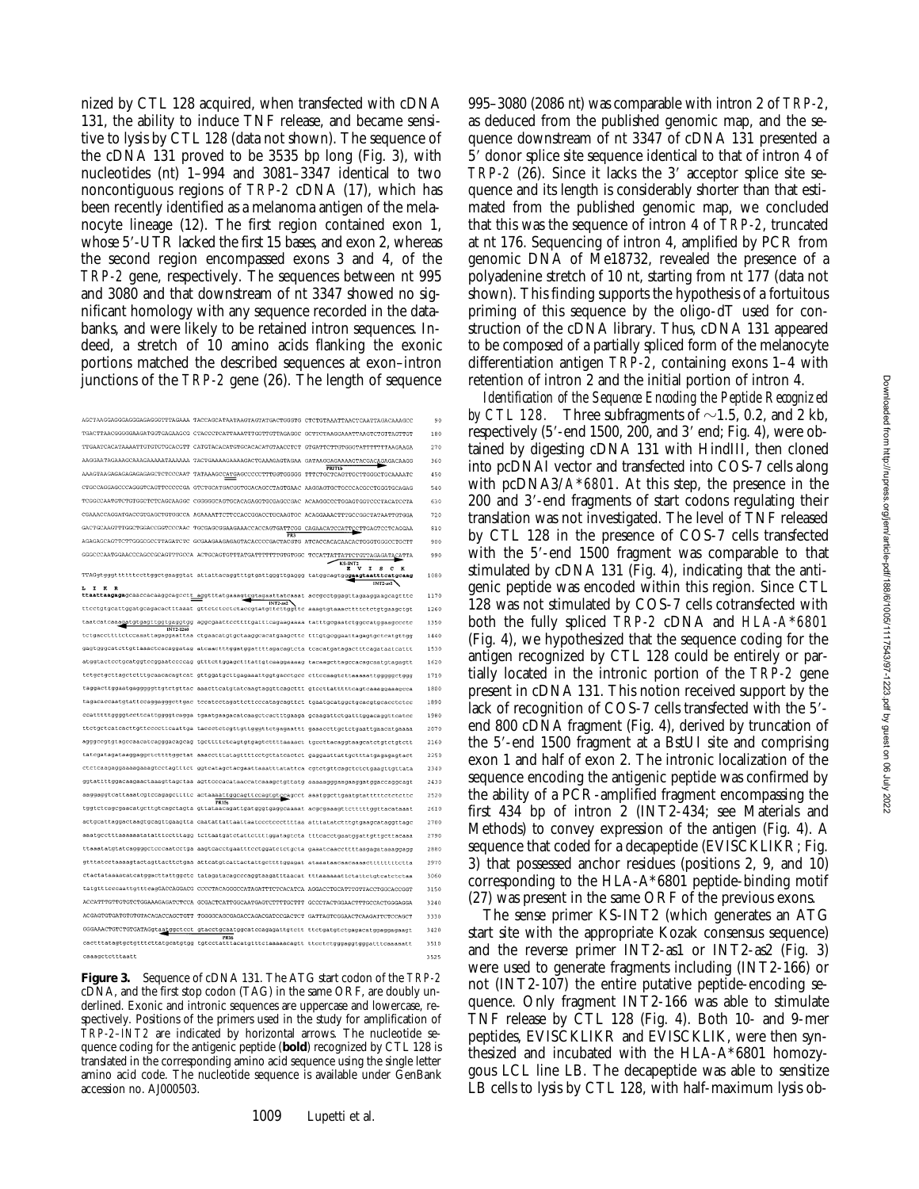nized by CTL 128 acquired, when transfected with cDNA 131, the ability to induce TNF release, and became sensitive to lysis by CTL 128 (data not shown). The sequence of the cDNA 131 proved to be 3535 bp long (Fig. 3), with nucleotides (nt) 1–994 and 3081–3347 identical to two noncontiguous regions of *TRP-2* cDNA (17), which has been recently identified as a melanoma antigen of the melanocyte lineage (12). The first region contained exon 1, whose 5′-UTR lacked the first 15 bases, and exon 2, whereas the second region encompassed exons 3 and 4, of the *TRP-2* gene, respectively. The sequences between nt 995 and 3080 and that downstream of nt 3347 showed no significant homology with any sequence recorded in the databanks, and were likely to be retained intron sequences. Indeed, a stretch of 10 amino acids flanking the exonic portions matched the described sequences at exon–intron junctions of the *TRP-2* gene (26). The length of sequence 995–3080 (2086 nt) was comparable with intron 2 of *TRP-2*, as deduced from the published genomic map, and the sequence downstream of nt 3347 of cDNA 131 presented a 5′ donor splice site sequence identical to that of intron 4 of *TRP-2* (26). Since it lacks the 3′ acceptor splice site sequence and its length is considerably shorter than that estimated from the published genomic map, we concluded that this was the sequence of intron 4 of *TRP-2*, truncated at nt 176. Sequencing of intron 4, amplified by PCR from genomic DNA of Me18732, revealed the presence of a polyadenine stretch of 10 nt, starting from nt 177 (data not shown). This finding supports the hypothesis of a fortuitous priming of this sequence by the oligo-dT used for construction of the cDNA library. Thus, cDNA 131 appeared to be composed of a partially spliced form of the melanocyte differentiation antigen *TRP-2*, containing exons 1–4 with retention of intron 2 and the initial portion of intron 4.

**Figure 3.** Sequence of cDNA 131. The ATG start codon of the *TRP-2* cDNA, and the first stop codon (TAG) in the same ORF, are doubly underlined. Exonic and intronic sequences are uppercase and lowercase, respectively. Positions of the primers used in the study for amplification of *TRP-2–INT2* are indicated by horizontal arrows. The nucleotide sequence coding for the antigenic peptide (**bold**) recognized by CTL 128 is translated in the corresponding amino acid sequence using the single letter amino acid code. The nucleotide sequence is available under GenBank accession no. AJ000503.

*Identification of the Sequence Encoding the Peptide Recognized by CTL 128.* Three subfragments of ~1.5, 0.2, and 2 kb, respectively (5′-end 1500, 200, and 3′ end; Fig. 4), were obtained by digesting cDNA 131 with HindIII, then cloned into pcDNAI vector and transfected into COS-7 cells along with pcDNA3/*A*\*6801*. At this step, the presence in the 200 and 3′-end fragments of start codons regulating their translation was not investigated. The level of TNF released by CTL 128 in the presence of COS-7 cells transfected with the 5′-end 1500 fragment was comparable to that stimulated by cDNA 131 (Fig. 4), indicating that the antigenic peptide was encoded within this region. Since CTL 128 was not stimulated by COS-7 cells cotransfected with both the fully spliced *TRP-2* cDNA and *HLA-A*\*6801* (Fig. 4), we hypothesized that the sequence coding for the antigen recognized by CTL 128 could be entirely or partially located in the intronic portion of the *TRP-2* gene present in cDNA 131. This notion received support by the lack of recognition of COS-7 cells transfected with the 5′-end 800 cDNA fragment (Fig. 4), derived by truncation of the 5′-end 1500 fragment at a BstUI site and comprising exon 1 and half of exon 2. The intronic localization of the sequence encoding the antigenic peptide was confirmed by the ability of a PCR-amplified fragment encompassing the first 434 bp of intron 2 (INT2-434; see Materials and Methods) to convey expression of the antigen (Fig. 4). A sequence that coded for a decapeptide (EVISCKLIKR; Fig. 3) that possessed anchor residues (positions 2, 9, and 10) corresponding to the HLA-A\*6801 peptide-binding motif (27) was present in the same ORF of the previous exons.

The sense primer KS-INT2 (which generates an ATG start site with the appropriate Kozak consensus sequence) and the reverse primer INT2-as1 or INT2-as2 (Fig. 3) were used to generate fragments including (INT2-166) or not (INT2-107) the entire putative peptide-encoding sequence. Only fragment INT2-166 was able to stimulate TNF release by CTL 128 (Fig. 4). Both 10- and 9-mer peptides, EVISCKLIKR and EVISCKLIK, were then synthesized and incubated with the HLA-A\*6801 homozygous LCL line LB. The decapeptide was able to sensitize LB cells to lysis by CTL 128, with half-maximum lysis ob-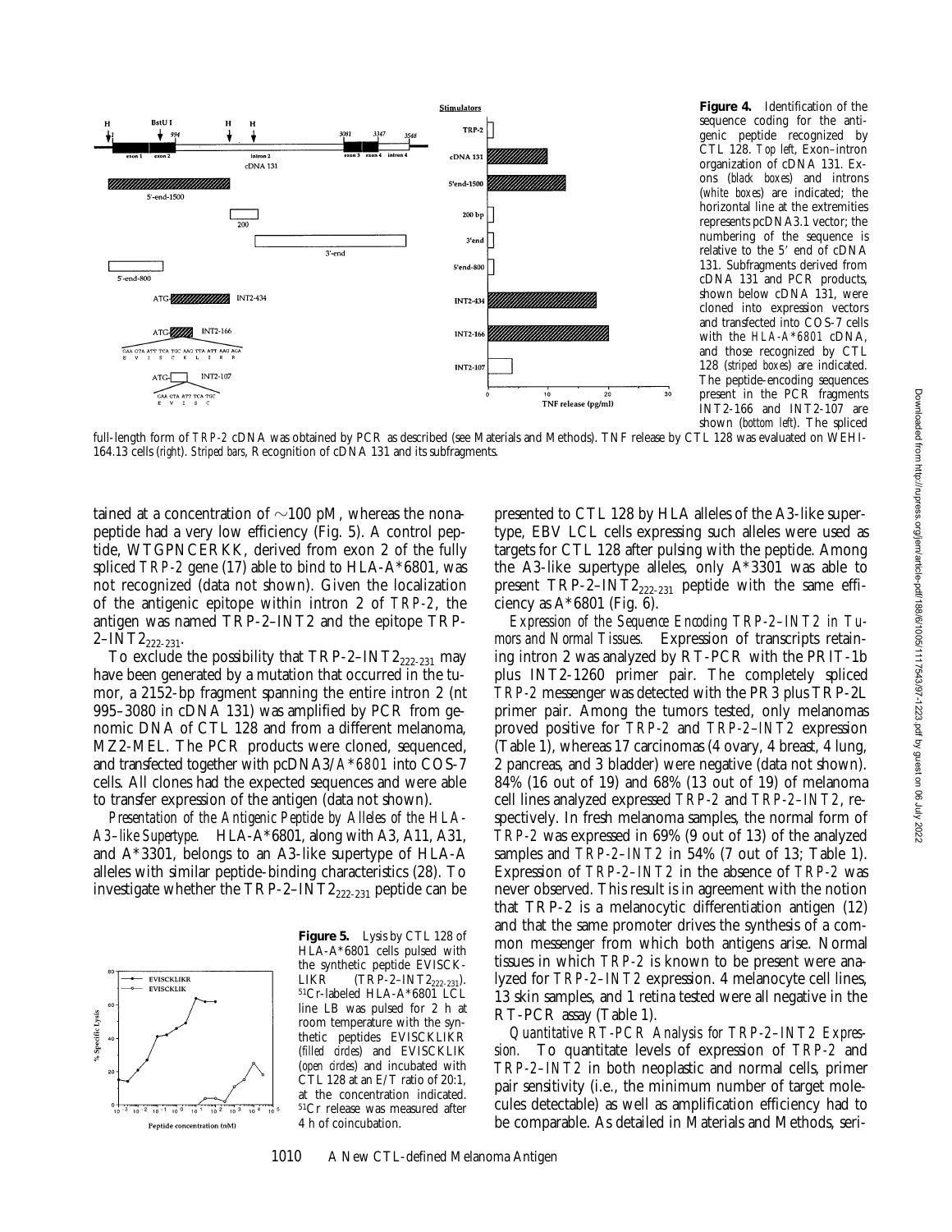**Figure 4.** Identification of the sequence coding for the antigenic peptide recognized by CTL 128. *Top left*, Exon–intron organization of cDNA 131. Exons (*black boxes*) and introns (*white boxes*) are indicated; the horizontal line at the extremities represents pcDNA3.1 vector; the numbering of the sequence is relative to the 5′ end of cDNA 131. Subfragments derived from cDNA 131 and PCR products, shown below cDNA 131, were cloned into expression vectors and transfected into COS-7 cells with the *HLA-A\*6801* cDNA, and those recognized by CTL 128 (*striped boxes*) are indicated. The peptide-encoding sequences present in the PCR fragments INT2-166 and INT2-107 are shown (*bottom left*). The spliced full-length form of *TRP-2* cDNA was obtained by PCR as described (see Materials and Methods). TNF release by CTL 128 was evaluated on WEHI-164.13 cells (*right*). *Striped bars*, Recognition of cDNA 131 and its subfragments.

tained at a concentration of ~100 pM, whereas the nonapeptide had a very low efficiency (Fig. 5). A control peptide, WTGPNCERKK, derived from exon 2 of the fully spliced *TRP-2* gene (17) able to bind to HLA-A\*6801, was not recognized (data not shown). Given the localization of the antigenic epitope within intron 2 of *TRP-2*, the antigen was named TRP-2–INT2 and the epitope TRP-2–INT$2_{222-231}$.

To exclude the possibility that TRP-2–INT$2_{222-231}$ may have been generated by a mutation that occurred in the tumor, a 2152-bp fragment spanning the entire intron 2 (nt 995–3080 in cDNA 131) was amplified by PCR from genomic DNA of CTL 128 and from a different melanoma, MZ2-MEL. The PCR products were cloned, sequenced, and transfected together with pcDNA3/*A\*6801* into COS-7 cells. All clones had the expected sequences and were able to transfer expression of the antigen (data not shown).

*Presentation of the Antigenic Peptide by Alleles of the HLA-A3–like Supertype.* HLA-A\*6801, along with A3, A11, A31, and A\*3301, belongs to an A3-like supertype of HLA-A alleles with similar peptide-binding characteristics (28). To investigate whether the TRP-2–INT$2_{222-231}$ peptide can be presented to CTL 128 by HLA alleles of the A3-like supertype, EBV LCL cells expressing such alleles were used as targets for CTL 128 after pulsing with the peptide. Among the A3-like supertype alleles, only A\*3301 was able to present TRP-2–INT$2_{222-231}$ peptide with the same efficiency as A\*6801 (Fig. 6).

**Figure 5.** Lysis by CTL 128 of HLA-A\*6801 cells pulsed with the synthetic peptide EVISCKLIKR (TRP-2–INT$2_{222-231}$). $^{51}$Cr-labeled HLA-A\*6801 LCL line LB was pulsed for 2 h at room temperature with the synthetic peptides EVISCKLIKR (*filled circles*) and EVISCKLIK (*open circles*) and incubated with CTL 128 at an E/T ratio of 20:1, at the concentration indicated. $^{51}$Cr release was measured after 4 h of coincubation.

*Expression of the Sequence Encoding TRP-2–INT2 in Tumors and Normal Tissues.* Expression of transcripts retaining intron 2 was analyzed by RT-PCR with the PRIT-1b plus INT2-1260 primer pair. The completely spliced *TRP-2* messenger was detected with the PR3 plus TRP-2L primer pair. Among the tumors tested, only melanomas proved positive for *TRP-2* and *TRP-2–INT2* expression (Table 1), whereas 17 carcinomas (4 ovary, 4 breast, 4 lung, 2 pancreas, and 3 bladder) were negative (data not shown). 84% (16 out of 19) and 68% (13 out of 19) of melanoma cell lines analyzed expressed *TRP-2* and *TRP-2–INT2*, respectively. In fresh melanoma samples, the normal form of *TRP-2* was expressed in 69% (9 out of 13) of the analyzed samples and *TRP-2–INT2* in 54% (7 out of 13; Table 1). Expression of *TRP-2–INT2* in the absence of *TRP-2* was never observed. This result is in agreement with the notion that TRP-2 is a melanocytic differentiation antigen (12) and that the same promoter drives the synthesis of a common messenger from which both antigens arise. Normal tissues in which *TRP-2* is known to be present were analyzed for *TRP-2–INT2* expression. 4 melanocyte cell lines, 13 skin samples, and 1 retina tested were all negative in the RT-PCR assay (Table 1).

*Quantitative RT-PCR Analysis for TRP-2–INT2 Expression.* To quantitate levels of expression of *TRP-2* and *TRP-2–INT2* in both neoplastic and normal cells, primer pair sensitivity (i.e., the minimum number of target molecules detectable) as well as amplification efficiency had to be comparable. As detailed in Materials and Methods, seri-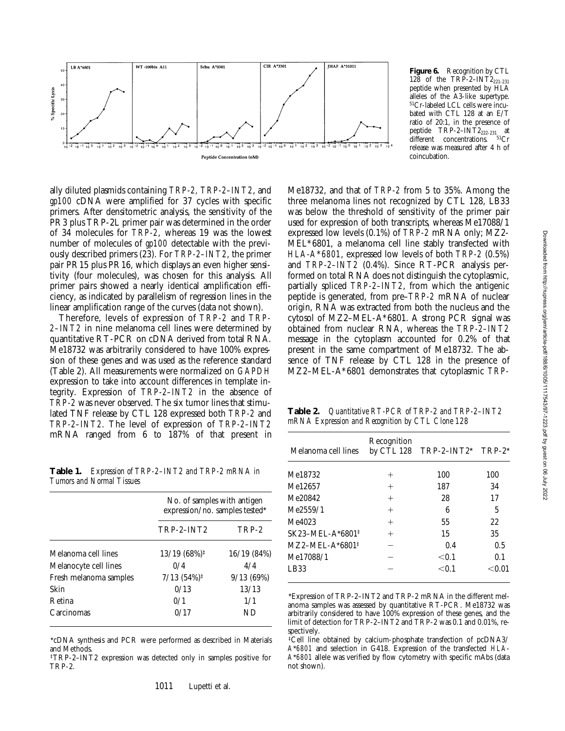**Figure 6.** Recognition by CTL 128 of the TRP-2–INT2$_{221-231}$ peptide when presented by HLA alleles of the A3-like supertype. $^{51}$Cr-labeled LCL cells were incubated with CTL 128 at an E/T ratio of 20:1, in the presence of peptide TRP-2–INT2$_{222-231}$ at different concentrations. $^{51}$Cr release was measured after 4 h of coincubation.

ally diluted plasmids containing *TRP-2*, *TRP-2–INT2*, and *gp100* cDNA were amplified for 37 cycles with specific primers. After densitometric analysis, the sensitivity of the PR3 plus TRP-2L primer pair was determined in the order of 34 molecules for *TRP-2*, whereas 19 was the lowest number of molecules of *gp100* detectable with the previously described primers (23). For *TRP-2–INT2*, the primer pair PR15 plus PR16, which displays an even higher sensitivity (four molecules), was chosen for this analysis. All primer pairs showed a nearly identical amplification efficiency, as indicated by parallelism of regression lines in the linear amplification range of the curves (data not shown).

Therefore, levels of expression of *TRP-2* and *TRP-2–INT2* in nine melanoma cell lines were determined by quantitative RT-PCR on cDNA derived from total RNA. Me18732 was arbitrarily considered to have 100% expression of these genes and was used as the reference standard (Table 2). All measurements were normalized on *GAPDH* expression to take into account differences in template integrity. Expression of *TRP-2–INT2* in the absence of *TRP-2* was never observed. The six tumor lines that stimulated TNF release by CTL 128 expressed both *TRP-2* and *TRP-2–INT2*. The level of expression of *TRP-2–INT2* mRNA ranged from 6 to 187% of that present in Me18732, and that of *TRP-2* from 5 to 35%. Among the three melanoma lines not recognized by CTL 128, LB33 was below the threshold of sensitivity of the primer pair used for expression of both transcripts, whereas Me17088/1 expressed low levels (0.1%) of *TRP-2* mRNA only; MZ2-MEL*6801, a melanoma cell line stably transfected with *HLA-A\*6801*, expressed low levels of both *TRP-2* (0.5%) and *TRP-2–INT2* (0.4%). Since RT-PCR analysis performed on total RNA does not distinguish the cytoplasmic, partially spliced *TRP-2–INT2*, from which the antigenic peptide is generated, from pre–*TRP-2* mRNA of nuclear origin, RNA was extracted from both the nucleus and the cytosol of MZ2–MEL-A*6801. A strong PCR signal was obtained from nuclear RNA, whereas the *TRP-2–INT2* message in the cytoplasm accounted for 0.2% of that present in the same compartment of Me18732. The absence of TNF release by CTL 128 in the presence of MZ2–MEL-A*6801 demonstrates that cytoplasmic *TRP-*

**Table 1.** *Expression of TRP-2–INT2 and TRP-2 mRNA in Tumors and Normal Tissues*

| | No. of samples with antigen expression/no. samples tested* | |
|---|---|---|
| | TRP-2–INT2 | TRP-2 |
| Melanoma cell lines | 13/19 (68%)[‡] | 16/19 (84%) |
| Melanocyte cell lines | 0/4 | 4/4 |
| Fresh melanoma samples | 7/13 (54%)[‡] | 9/13 (69%) |
| Skin | 0/13 | 13/13 |
| Retina | 0/1 | 1/1 |
| Carcinomas | 0/17 | ND |

*cDNA synthesis and PCR were performed as described in Materials and Methods.

[‡]TRP-2–INT2 expression was detected only in samples positive for TRP-2.

**Table 2.** *Quantitative RT-PCR of TRP-2 and TRP-2–INT2 mRNA Expression and Recognition by CTL Clone 128*

| Melanoma cell lines | Recognition by CTL 128 | TRP-2–INT2* | TRP-2* |
|---|---|---|---|
| Me18732 | + | 100 | 100 |
| Me12657 | + | 187 | 34 |
| Me20842 | + | 28 | 17 |
| Me2559/1 | + | 6 | 5 |
| Me4023 | + | 55 | 22 |
| SK23–MEL-A*6801[‡] | + | 15 | 35 |
| MZ2–MEL-A*6801[‡] | – | 0.4 | 0.5 |
| Me17088/1 | – | <0.1 | 0.1 |
| LB33 | – | <0.1 | <0.01 |

*Expression of TRP-2–INT2 and TRP-2 mRNA in the different melanoma samples was assessed by quantitative RT-PCR. Me18732 was arbitrarily considered to have 100% expression of these genes, and the limit of detection for TRP-2–INT2 and TRP-2 was 0.1 and 0.01%, respectively.

[‡]Cell line obtained by calcium-phosphate transfection of pcDNA3/*A\*6801* and selection in G418. Expression of the transfected *HLA-A\*6801* allele was verified by flow cytometry with specific mAbs (data not shown).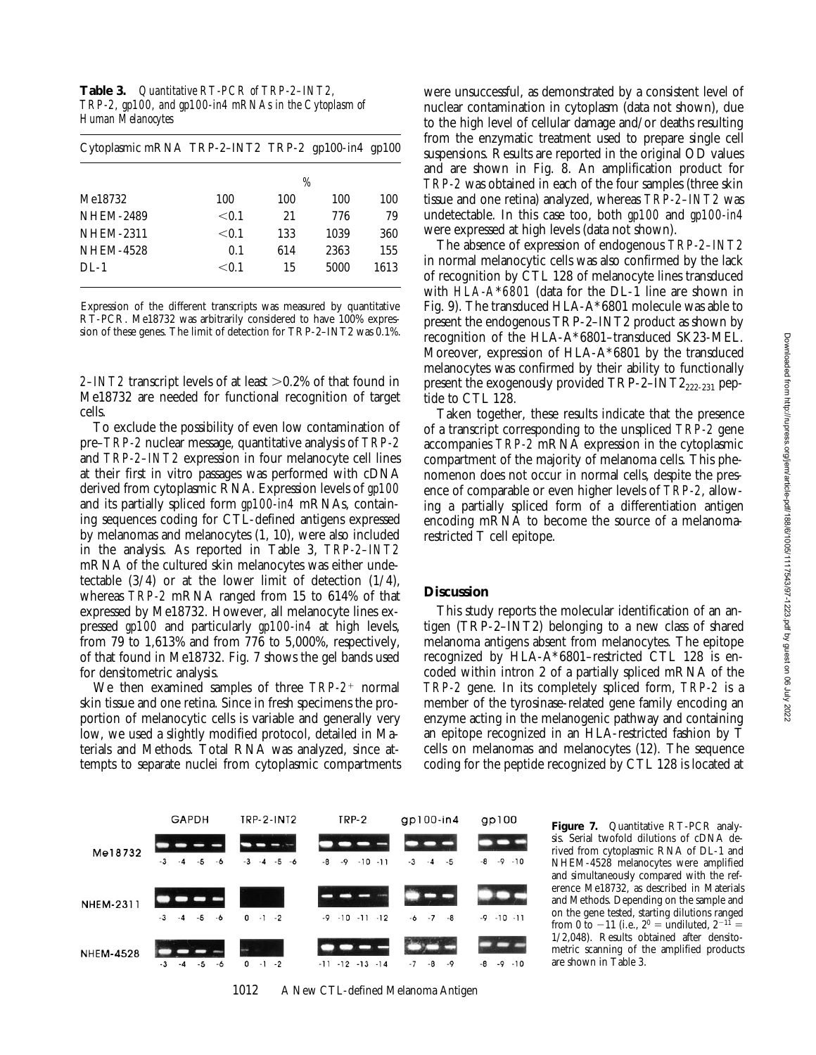**Table 3.** *Quantitative RT-PCR of TRP-2–INT2, TRP-2, gp100, and gp100-in4 mRNAs in the Cytoplasm of Human Melanocytes*

| Cytoplasmic mRNA | TRP-2–INT2 | TRP-2 | gp100-in4 | gp100 |
|---|---|---|---|---|
| | | % | | |
| Me18732 | 100 | 100 | 100 | 100 |
| NHEM-2489 | <0.1 | 21 | 776 | 79 |
| NHEM-2311 | <0.1 | 133 | 1039 | 360 |
| NHEM-4528 | 0.1 | 614 | 2363 | 155 |
| DL-1 | <0.1 | 15 | 5000 | 1613 |

Expression of the different transcripts was measured by quantitative RT-PCR. Me18732 was arbitrarily considered to have 100% expression of these genes. The limit of detection for TRP-2–INT2 was 0.1%.

*2–INT2* transcript levels of at least >0.2% of that found in Me18732 are needed for functional recognition of target cells.

To exclude the possibility of even low contamination of pre–*TRP-2* nuclear message, quantitative analysis of *TRP-2* and *TRP-2–INT2* expression in four melanocyte cell lines at their first in vitro passages was performed with cDNA derived from cytoplasmic RNA. Expression levels of *gp100* and its partially spliced form *gp100-in4* mRNAs, containing sequences coding for CTL-defined antigens expressed by melanomas and melanocytes (1, 10), were also included in the analysis. As reported in Table 3, *TRP-2–INT2* mRNA of the cultured skin melanocytes was either undetectable (3/4) or at the lower limit of detection (1/4), whereas *TRP-2* mRNA ranged from 15 to 614% of that expressed by Me18732. However, all melanocyte lines expressed *gp100* and particularly *gp100-in4* at high levels, from 79 to 1,613% and from 776 to 5,000%, respectively, of that found in Me18732. Fig. 7 shows the gel bands used for densitometric analysis.

We then examined samples of three *TRP-2*$^+$ normal skin tissue and one retina. Since in fresh specimens the proportion of melanocytic cells is variable and generally very low, we used a slightly modified protocol, detailed in Materials and Methods. Total RNA was analyzed, since attempts to separate nuclei from cytoplasmic compartments were unsuccessful, as demonstrated by a consistent level of nuclear contamination in cytoplasm (data not shown), due to the high level of cellular damage and/or deaths resulting from the enzymatic treatment used to prepare single cell suspensions. Results are reported in the original OD values and are shown in Fig. 8. An amplification product for *TRP-2* was obtained in each of the four samples (three skin tissue and one retina) analyzed, whereas *TRP-2–INT2* was undetectable. In this case too, both *gp100* and *gp100-in4* were expressed at high levels (data not shown).

The absence of expression of endogenous *TRP-2–INT2* in normal melanocytic cells was also confirmed by the lack of recognition by CTL 128 of melanocyte lines transduced with *HLA-A\*6801* (data for the DL-1 line are shown in Fig. 9). The transduced HLA-A\*6801 molecule was able to present the endogenous TRP-2–INT2 product as shown by recognition of the HLA-A\*6801–transduced SK23-MEL. Moreover, expression of HLA-A\*6801 by the transduced melanocytes was confirmed by their ability to functionally present the exogenously provided TRP-2–INT2$_{222-231}$ peptide to CTL 128.

Taken together, these results indicate that the presence of a transcript corresponding to the unspliced *TRP-2* gene accompanies *TRP-2* mRNA expression in the cytoplasmic compartment of the majority of melanoma cells. This phenomenon does not occur in normal cells, despite the presence of comparable or even higher levels of *TRP-2*, allowing a partially spliced form of a differentiation antigen encoding mRNA to become the source of a melanoma-restricted T cell epitope.

## Discussion

This study reports the molecular identification of an antigen (TRP-2–INT2) belonging to a new class of shared melanoma antigens absent from melanocytes. The epitope recognized by HLA-A\*6801–restricted CTL 128 is encoded within intron 2 of a partially spliced mRNA of the *TRP-2* gene. In its completely spliced form, *TRP-2* is a member of the tyrosinase-related gene family encoding an enzyme acting in the melanogenic pathway and containing an epitope recognized in an HLA-restricted fashion by T cells on melanomas and melanocytes (12). The sequence coding for the peptide recognized by CTL 128 is located at

**Figure 7.** Quantitative RT-PCR analysis. Serial twofold dilutions of cDNA derived from cytoplasmic RNA of DL-1 and NHEM-4528 melanocytes were amplified and simultaneously compared with the reference Me18732, as described in Materials and Methods. Depending on the sample and on the gene tested, starting dilutions ranged from 0 to −11 (i.e., $2^0$ = undiluted, $2^{-11}$ = 1/2,048). Results obtained after densitometric scanning of the amplified products are shown in Table 3.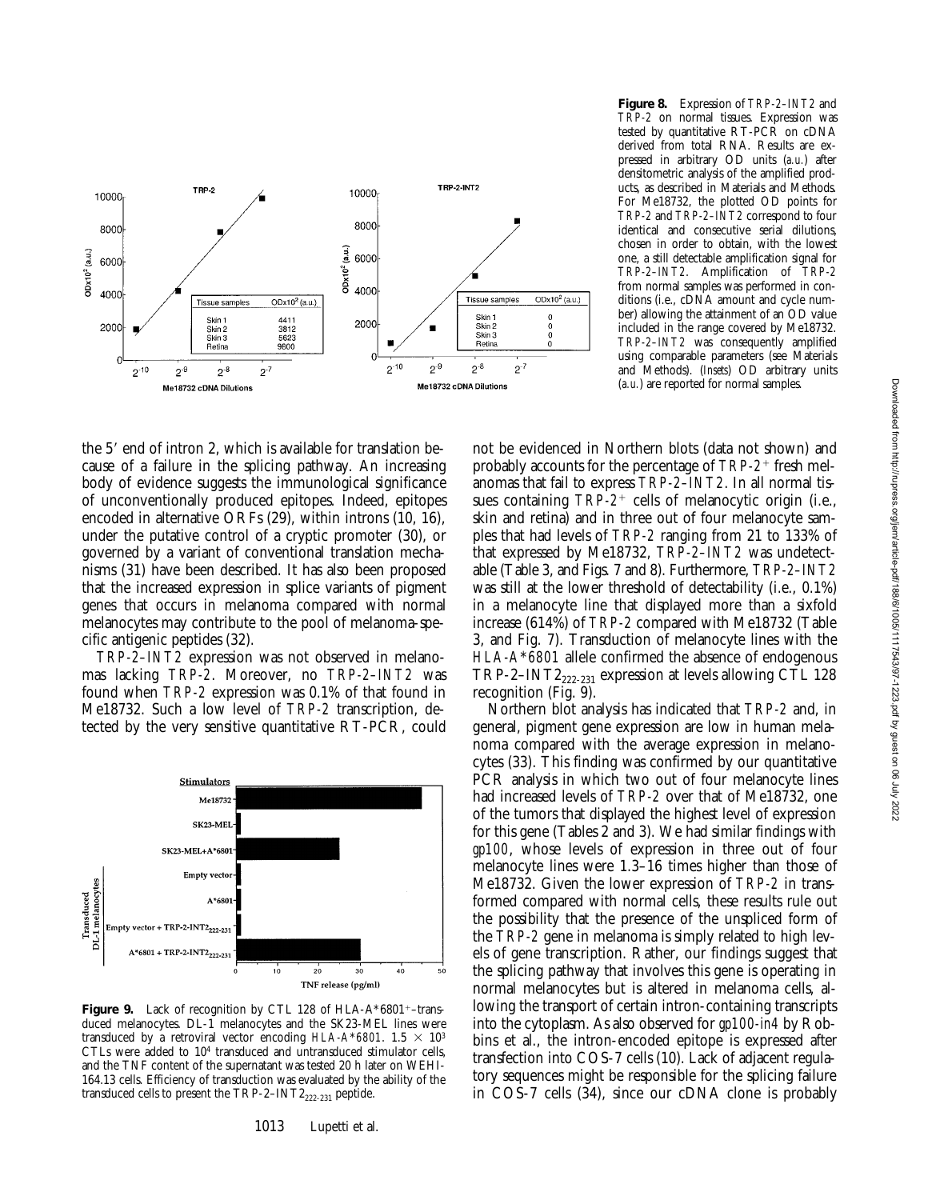**Figure 8.** Expression of *TRP-2–INT2* and *TRP-2* on normal tissues. Expression was tested by quantitative RT-PCR on cDNA derived from total RNA. Results are expressed in arbitrary OD units (*a.u.*) after densitometric analysis of the amplified products, as described in Materials and Methods. For Me18732, the plotted OD points for *TRP-2* and *TRP-2–INT2* correspond to four identical and consecutive serial dilutions, chosen in order to obtain, with the lowest one, a still detectable amplification signal for *TRP-2–INT2*. Amplification of *TRP-2* from normal samples was performed in conditions (i.e., cDNA amount and cycle number) allowing the attainment of an OD value included in the range covered by Me18732. *TRP-2–INT2* was consequently amplified using comparable parameters (see Materials and Methods). (*Insets*) OD arbitrary units (*a.u.*) are reported for normal samples.

the 5′ end of intron 2, which is available for translation because of a failure in the splicing pathway. An increasing body of evidence suggests the immunological significance of unconventionally produced epitopes. Indeed, epitopes encoded in alternative ORFs (29), within introns (10, 16), under the putative control of a cryptic promoter (30), or governed by a variant of conventional translation mechanisms (31) have been described. It has also been proposed that the increased expression in splice variants of pigment genes that occurs in melanoma compared with normal melanocytes may contribute to the pool of melanoma-specific antigenic peptides (32).

*TRP-2–INT2* expression was not observed in melanomas lacking *TRP-2*. Moreover, no *TRP-2–INT2* was found when *TRP-2* expression was 0.1% of that found in Me18732. Such a low level of *TRP-2* transcription, detected by the very sensitive quantitative RT-PCR, could not be evidenced in Northern blots (data not shown) and probably accounts for the percentage of *TRP-2*$^+$ fresh melanomas that fail to express *TRP-2–INT2*. In all normal tissues containing *TRP-2*$^+$ cells of melanocytic origin (i.e., skin and retina) and in three out of four melanocyte samples that had levels of *TRP-2* ranging from 21 to 133% of that expressed by Me18732, *TRP-2–INT2* was undetectable (Table 3, and Figs. 7 and 8). Furthermore, *TRP-2–INT2* was still at the lower threshold of detectability (i.e., 0.1%) in a melanocyte line that displayed more than a sixfold increase (614%) of *TRP-2* compared with Me18732 (Table 3, and Fig. 7). Transduction of melanocyte lines with the *HLA-A\*6801* allele confirmed the absence of endogenous TRP-2–INT2$_{222-231}$ expression at levels allowing CTL 128 recognition (Fig. 9).

**Figure 9.** Lack of recognition by CTL 128 of HLA-A\*6801$^+$–transduced melanocytes. DL-1 melanocytes and the SK23-MEL lines were transduced by a retroviral vector encoding *HLA-A\*6801*. $1.5 \times 10^3$ CTLs were added to $10^4$ transduced and untransduced stimulator cells, and the TNF content of the supernatant was tested 20 h later on WEHI-164.13 cells. Efficiency of transduction was evaluated by the ability of the transduced cells to present the TRP-2–INT2$_{222-231}$ peptide.

Northern blot analysis has indicated that *TRP-2* and, in general, pigment gene expression are low in human melanoma compared with the average expression in melanocytes (33). This finding was confirmed by our quantitative PCR analysis in which two out of four melanocyte lines had increased levels of *TRP-2* over that of Me18732, one of the tumors that displayed the highest level of expression for this gene (Tables 2 and 3). We had similar findings with *gp100*, whose levels of expression in three out of four melanocyte lines were 1.3–16 times higher than those of Me18732. Given the lower expression of *TRP-2* in transformed compared with normal cells, these results rule out the possibility that the presence of the unspliced form of the *TRP-2* gene in melanoma is simply related to high levels of gene transcription. Rather, our findings suggest that the splicing pathway that involves this gene is operating in normal melanocytes but is altered in melanoma cells, allowing the transport of certain intron-containing transcripts into the cytoplasm. As also observed for *gp100-in4* by Robbins et al., the intron-encoded epitope is expressed after transfection into COS-7 cells (10). Lack of adjacent regulatory sequences might be responsible for the splicing failure in COS-7 cells (34), since our cDNA clone is probably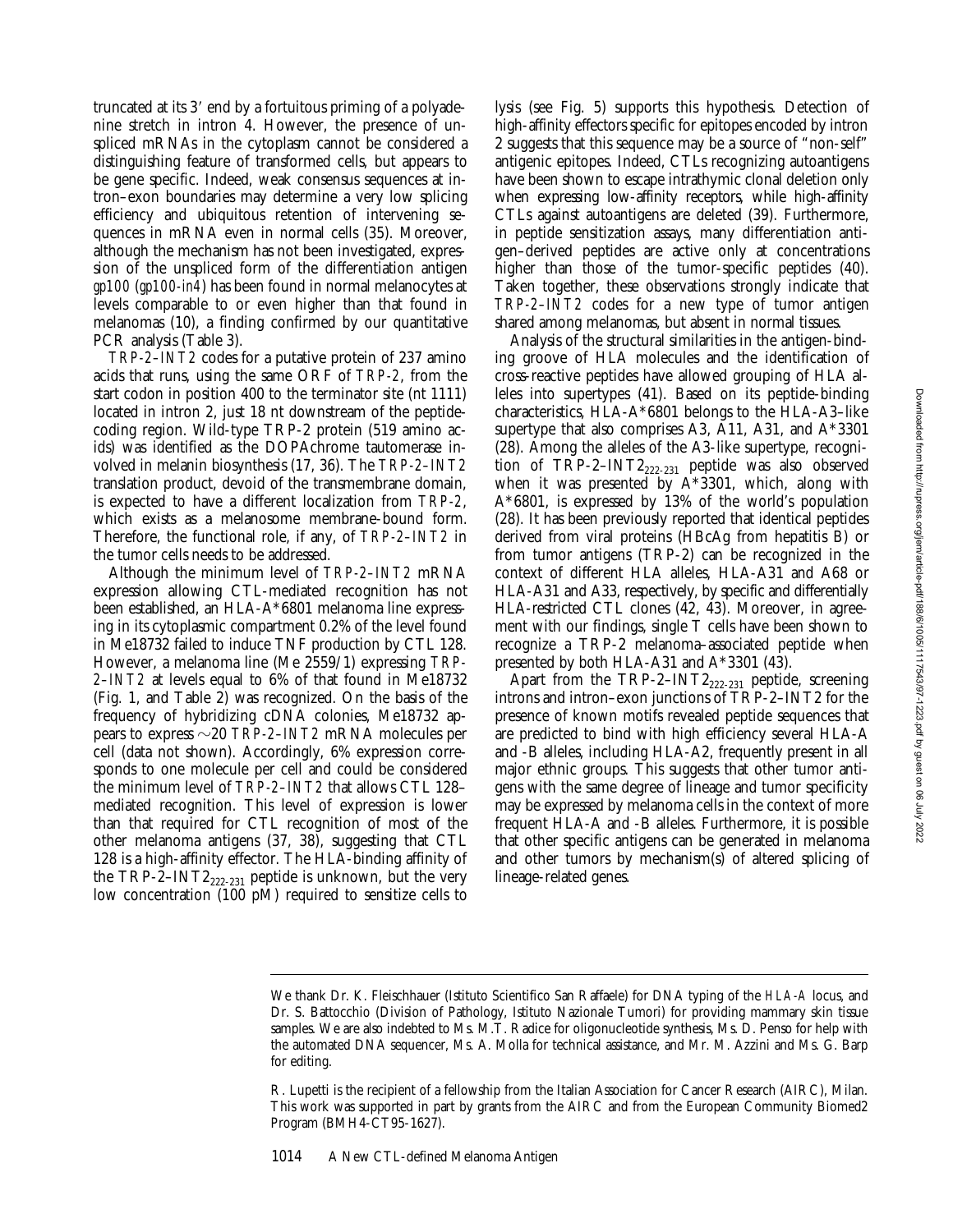truncated at its 3′ end by a fortuitous priming of a polyadenine stretch in intron 4. However, the presence of unspliced mRNAs in the cytoplasm cannot be considered a distinguishing feature of transformed cells, but appears to be gene specific. Indeed, weak consensus sequences at intron–exon boundaries may determine a very low splicing efficiency and ubiquitous retention of intervening sequences in mRNA even in normal cells (35). Moreover, although the mechanism has not been investigated, expression of the unspliced form of the differentiation antigen *gp100* (*gp100-in4*) has been found in normal melanocytes at levels comparable to or even higher than that found in melanomas (10), a finding confirmed by our quantitative PCR analysis (Table 3).

*TRP-2–INT2* codes for a putative protein of 237 amino acids that runs, using the same ORF of *TRP-2*, from the start codon in position 400 to the terminator site (nt 1111) located in intron 2, just 18 nt downstream of the peptide-coding region. Wild-type TRP-2 protein (519 amino acids) was identified as the DOPAchrome tautomerase involved in melanin biosynthesis (17, 36). The *TRP-2–INT2* translation product, devoid of the transmembrane domain, is expected to have a different localization from *TRP-2*, which exists as a melanosome membrane-bound form. Therefore, the functional role, if any, of *TRP-2–INT2* in the tumor cells needs to be addressed.

Although the minimum level of *TRP-2–INT2* mRNA expression allowing CTL-mediated recognition has not been established, an HLA-A*6801 melanoma line expressing in its cytoplasmic compartment 0.2% of the level found in Me18732 failed to induce TNF production by CTL 128. However, a melanoma line (Me 2559/1) expressing *TRP-2–INT2* at levels equal to 6% of that found in Me18732 (Fig. 1, and Table 2) was recognized. On the basis of the frequency of hybridizing cDNA colonies, Me18732 appears to express ∼20 *TRP-2–INT2* mRNA molecules per cell (data not shown). Accordingly, 6% expression corresponds to one molecule per cell and could be considered the minimum level of *TRP-2–INT2* that allows CTL 128–mediated recognition. This level of expression is lower than that required for CTL recognition of most of the other melanoma antigens (37, 38), suggesting that CTL 128 is a high-affinity effector. The HLA-binding affinity of the TRP-2–INT2$_{222-231}$ peptide is unknown, but the very low concentration (100 pM) required to sensitize cells to lysis (see Fig. 5) supports this hypothesis. Detection of high-affinity effectors specific for epitopes encoded by intron 2 suggests that this sequence may be a source of "non-self" antigenic epitopes. Indeed, CTLs recognizing autoantigens have been shown to escape intrathymic clonal deletion only when expressing low-affinity receptors, while high-affinity CTLs against autoantigens are deleted (39). Furthermore, in peptide sensitization assays, many differentiation antigen–derived peptides are active only at concentrations higher than those of the tumor-specific peptides (40). Taken together, these observations strongly indicate that *TRP-2–INT2* codes for a new type of tumor antigen shared among melanomas, but absent in normal tissues.

Analysis of the structural similarities in the antigen-binding groove of HLA molecules and the identification of cross-reactive peptides have allowed grouping of HLA alleles into supertypes (41). Based on its peptide-binding characteristics, HLA-A*6801 belongs to the HLA-A3–like supertype that also comprises A3, A11, A31, and A*3301 (28). Among the alleles of the A3-like supertype, recognition of TRP-2–INT2$_{222-231}$ peptide was also observed when it was presented by A*3301, which, along with A*6801, is expressed by 13% of the world's population (28). It has been previously reported that identical peptides derived from viral proteins (HBcAg from hepatitis B) or from tumor antigens (TRP-2) can be recognized in the context of different HLA alleles, HLA-A31 and A68 or HLA-A31 and A33, respectively, by specific and differentially HLA-restricted CTL clones (42, 43). Moreover, in agreement with our findings, single T cells have been shown to recognize a TRP-2 melanoma–associated peptide when presented by both HLA-A31 and A*3301 (43).

Apart from the TRP-2–INT2$_{222-231}$ peptide, screening introns and intron–exon junctions of TRP-2–INT2 for the presence of known motifs revealed peptide sequences that are predicted to bind with high efficiency several HLA-A and -B alleles, including HLA-A2, frequently present in all major ethnic groups. This suggests that other tumor antigens with the same degree of lineage and tumor specificity may be expressed by melanoma cells in the context of more frequent HLA-A and -B alleles. Furthermore, it is possible that other specific antigens can be generated in melanoma and other tumors by mechanism(s) of altered splicing of lineage-related genes.

---

We thank Dr. K. Fleischhauer (Istituto Scientifico San Raffaele) for DNA typing of the *HLA-A* locus, and Dr. S. Battocchio (Division of Pathology, Istituto Nazionale Tumori) for providing mammary skin tissue samples. We are also indebted to Ms. M.T. Radice for oligonucleotide synthesis, Ms. D. Penso for help with the automated DNA sequencer, Ms. A. Molla for technical assistance, and Mr. M. Azzini and Ms. G. Barp for editing.

R. Lupetti is the recipient of a fellowship from the Italian Association for Cancer Research (AIRC), Milan. This work was supported in part by grants from the AIRC and from the European Community Biomed2 Program (BMH4-CT95-1627).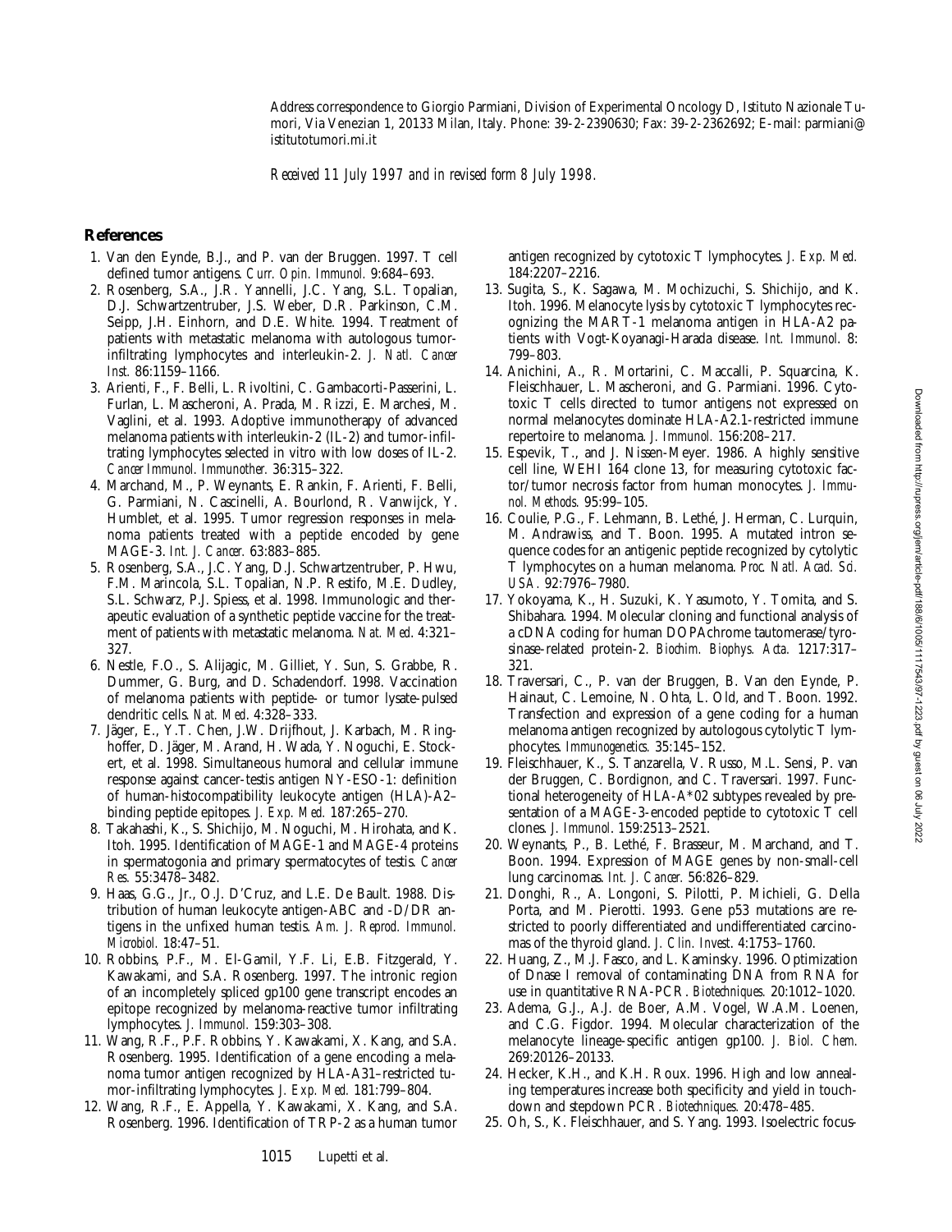Address correspondence to Giorgio Parmiani, Division of Experimental Oncology D, Istituto Nazionale Tumori, Via Venezian 1, 20133 Milan, Italy. Phone: 39-2-2390630; Fax: 39-2-2362692; E-mail: parmiani@istitutotumori.mi.it

*Received 11 July 1997 and in revised form 8 July 1998.*

## References

1. Van den Eynde, B.J., and P. van der Bruggen. 1997. T cell defined tumor antigens. *Curr. Opin. Immunol.* 9:684–693.
2. Rosenberg, S.A., J.R. Yannelli, J.C. Yang, S.L. Topalian, D.J. Schwartzentruber, J.S. Weber, D.R. Parkinson, C.M. Seipp, J.H. Einhorn, and D.E. White. 1994. Treatment of patients with metastatic melanoma with autologous tumor-infiltrating lymphocytes and interleukin-2. *J. Natl. Cancer Inst.* 86:1159–1166.
3. Arienti, F., F. Belli, L. Rivoltini, C. Gambacorti-Passerini, L. Furlan, L. Mascheroni, A. Prada, M. Rizzi, E. Marchesi, M. Vaglini, et al. 1993. Adoptive immunotherapy of advanced melanoma patients with interleukin-2 (IL-2) and tumor-infiltrating lymphocytes selected in vitro with low doses of IL-2. *Cancer Immunol. Immunother.* 36:315–322.
4. Marchand, M., P. Weynants, E. Rankin, F. Arienti, F. Belli, G. Parmiani, N. Cascinelli, A. Bourlond, R. Vanwijck, Y. Humblet, et al. 1995. Tumor regression responses in melanoma patients treated with a peptide encoded by gene MAGE-3. *Int. J. Cancer.* 63:883–885.
5. Rosenberg, S.A., J.C. Yang, D.J. Schwartzentruber, P. Hwu, F.M. Marincola, S.L. Topalian, N.P. Restifo, M.E. Dudley, S.L. Schwarz, P.J. Spiess, et al. 1998. Immunologic and therapeutic evaluation of a synthetic peptide vaccine for the treatment of patients with metastatic melanoma. *Nat. Med.* 4:321–327.
6. Nestle, F.O., S. Alijagic, M. Gilliet, Y. Sun, S. Grabbe, R. Dummer, G. Burg, and D. Schadendorf. 1998. Vaccination of melanoma patients with peptide- or tumor lysate-pulsed dendritic cells. *Nat. Med.* 4:328–333.
7. Jäger, E., Y.T. Chen, J.W. Drijfhout, J. Karbach, M. Ringhoffer, D. Jäger, M. Arand, H. Wada, Y. Noguchi, E. Stockert, et al. 1998. Simultaneous humoral and cellular immune response against cancer-testis antigen NY-ESO-1: definition of human-histocompatibility leukocyte antigen (HLA)-A2–binding peptide epitopes. *J. Exp. Med.* 187:265–270.
8. Takahashi, K., S. Shichijo, M. Noguchi, M. Hirohata, and K. Itoh. 1995. Identification of MAGE-1 and MAGE-4 proteins in spermatogonia and primary spermatocytes of testis. *Cancer Res.* 55:3478–3482.
9. Haas, G.G., Jr., O.J. D'Cruz, and L.E. De Bault. 1988. Distribution of human leukocyte antigen-ABC and -D/DR antigens in the unfixed human testis. *Am. J. Reprod. Immunol. Microbiol.* 18:47–51.
10. Robbins, P.F., M. El-Gamil, Y.F. Li, E.B. Fitzgerald, Y. Kawakami, and S.A. Rosenberg. 1997. The intronic region of an incompletely spliced gp100 gene transcript encodes an epitope recognized by melanoma-reactive tumor infiltrating lymphocytes. *J. Immunol.* 159:303–308.
11. Wang, R.F., P.F. Robbins, Y. Kawakami, X. Kang, and S.A. Rosenberg. 1995. Identification of a gene encoding a melanoma tumor antigen recognized by HLA-A31–restricted tumor-infiltrating lymphocytes. *J. Exp. Med.* 181:799–804.
12. Wang, R.F., E. Appella, Y. Kawakami, X. Kang, and S.A. Rosenberg. 1996. Identification of TRP-2 as a human tumor antigen recognized by cytotoxic T lymphocytes. *J. Exp. Med.* 184:2207–2216.
13. Sugita, S., K. Sagawa, M. Mochizuchi, S. Shichijo, and K. Itoh. 1996. Melanocyte lysis by cytotoxic T lymphocytes recognizing the MART-1 melanoma antigen in HLA-A2 patients with Vogt-Koyanagi-Harada disease. *Int. Immunol.* 8:799–803.
14. Anichini, A., R. Mortarini, C. Maccalli, P. Squarcina, K. Fleischhauer, L. Mascheroni, and G. Parmiani. 1996. Cytotoxic T cells directed to tumor antigens not expressed on normal melanocytes dominate HLA-A2.1-restricted immune repertoire to melanoma. *J. Immunol.* 156:208–217.
15. Espevik, T., and J. Nissen-Meyer. 1986. A highly sensitive cell line, WEHI 164 clone 13, for measuring cytotoxic factor/tumor necrosis factor from human monocytes. *J. Immunol. Methods.* 95:99–105.
16. Coulie, P.G., F. Lehmann, B. Lethé, J. Herman, C. Lurquin, M. Andrawiss, and T. Boon. 1995. A mutated intron sequence codes for an antigenic peptide recognized by cytolytic T lymphocytes on a human melanoma. *Proc. Natl. Acad. Sci. USA.* 92:7976–7980.
17. Yokoyama, K., H. Suzuki, K. Yasumoto, Y. Tomita, and S. Shibahara. 1994. Molecular cloning and functional analysis of a cDNA coding for human DOPAchrome tautomerase/tyrosinase-related protein-2. *Biochim. Biophys. Acta.* 1217:317–321.
18. Traversari, C., P. van der Bruggen, B. Van den Eynde, P. Hainaut, C. Lemoine, N. Ohta, L. Old, and T. Boon. 1992. Transfection and expression of a gene coding for a human melanoma antigen recognized by autologous cytolytic T lymphocytes. *Immunogenetics.* 35:145–152.
19. Fleischhauer, K., S. Tanzarella, V. Russo, M.L. Sensi, P. van der Bruggen, C. Bordignon, and C. Traversari. 1997. Functional heterogeneity of HLA-A*02 subtypes revealed by presentation of a MAGE-3-encoded peptide to cytotoxic T cell clones. *J. Immunol.* 159:2513–2521.
20. Weynants, P., B. Lethé, F. Brasseur, M. Marchand, and T. Boon. 1994. Expression of MAGE genes by non-small-cell lung carcinomas. *Int. J. Cancer.* 56:826–829.
21. Donghi, R., A. Longoni, S. Pilotti, P. Michieli, G. Della Porta, and M. Pierotti. 1993. Gene p53 mutations are restricted to poorly differentiated and undifferentiated carcinomas of the thyroid gland. *J. Clin. Invest.* 4:1753–1760.
22. Huang, Z., M.J. Fasco, and L. Kaminsky. 1996. Optimization of Dnase I removal of contaminating DNA from RNA for use in quantitative RNA-PCR. *Biotechniques.* 20:1012–1020.
23. Adema, G.J., A.J. de Boer, A.M. Vogel, W.A.M. Loenen, and C.G. Figdor. 1994. Molecular characterization of the melanocyte lineage-specific antigen gp100. *J. Biol. Chem.* 269:20126–20133.
24. Hecker, K.H., and K.H. Roux. 1996. High and low annealing temperatures increase both specificity and yield in touchdown and stepdown PCR. *Biotechniques.* 20:478–485.
25. Oh, S., K. Fleischhauer, and S. Yang. 1993. Isoelectric focus-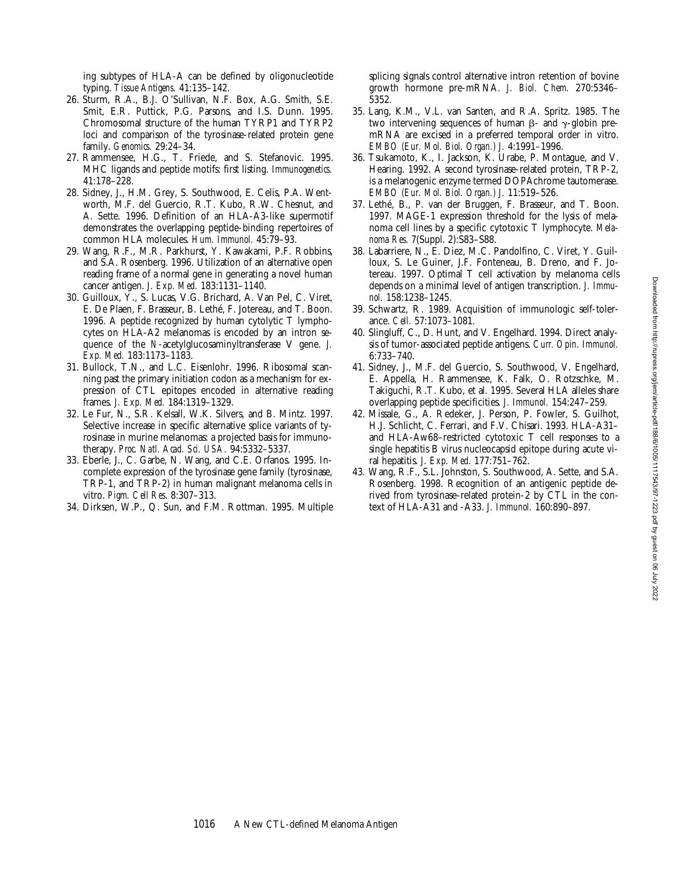ing subtypes of HLA-A can be defined by oligonucleotide typing. *Tissue Antigens.* 41:135–142.

26. Sturm, R.A., B.J. O'Sullivan, N.F. Box, A.G. Smith, S.E. Smit, E.R. Puttick, P.G. Parsons, and I.S. Dunn. 1995. Chromosomal structure of the human TYRP1 and TYRP2 loci and comparison of the tyrosinase-related protein gene family. *Genomics.* 29:24–34.
27. Rammensee, H.G., T. Friede, and S. Stefanovic. 1995. MHC ligands and peptide motifs: first listing. *Immunogenetics.* 41:178–228.
28. Sidney, J., H.M. Grey, S. Southwood, E. Celis, P.A. Wentworth, M.F. del Guercio, R.T. Kubo, R.W. Chesnut, and A. Sette. 1996. Definition of an HLA-A3-like supermotif demonstrates the overlapping peptide-binding repertoires of common HLA molecules. *Hum. Immunol.* 45:79–93.
29. Wang, R.F., M.R. Parkhurst, Y. Kawakami, P.F. Robbins, and S.A. Rosenberg. 1996. Utilization of an alternative open reading frame of a normal gene in generating a novel human cancer antigen. *J. Exp. Med.* 183:1131–1140.
30. Guilloux, Y., S. Lucas, V.G. Brichard, A. Van Pel, C. Viret, E. De Plaen, F. Brasseur, B. Lethé, F. Jotereau, and T. Boon. 1996. A peptide recognized by human cytolytic T lymphocytes on HLA-A2 melanomas is encoded by an intron sequence of the *N*-acetylglucosaminyltransferase V gene. *J. Exp. Med.* 183:1173–1183.
31. Bullock, T.N., and L.C. Eisenlohr. 1996. Ribosomal scanning past the primary initiation codon as a mechanism for expression of CTL epitopes encoded in alternative reading frames. *J. Exp. Med.* 184:1319–1329.
32. Le Fur, N., S.R. Kelsall, W.K. Silvers, and B. Mintz. 1997. Selective increase in specific alternative splice variants of tyrosinase in murine melanomas: a projected basis for immunotherapy. *Proc. Natl. Acad. Sci. USA.* 94:5332–5337.
33. Eberle, J., C. Garbe, N. Wang, and C.E. Orfanos. 1995. Incomplete expression of the tyrosinase gene family (tyrosinase, TRP-1, and TRP-2) in human malignant melanoma cells in vitro. *Pigm. Cell Res.* 8:307–313.
34. Dirksen, W.P., Q. Sun, and F.M. Rottman. 1995. Multiple splicing signals control alternative intron retention of bovine growth hormone pre-mRNA. *J. Biol. Chem.* 270:5346–5352.
35. Lang, K.M., V.L. van Santen, and R.A. Spritz. 1985. The two intervening sequences of human β- and γ-globin pre-mRNA are excised in a preferred temporal order in vitro. *EMBO (Eur. Mol. Biol. Organ.) J.* 4:1991–1996.
36. Tsukamoto, K., I. Jackson, K. Urabe, P. Montague, and V. Hearing. 1992. A second tyrosinase-related protein, TRP-2, is a melanogenic enzyme termed DOPAchrome tautomerase. *EMBO (Eur. Mol. Biol. Organ.) J.* 11:519–526.
37. Lethé, B., P. van der Bruggen, F. Brasseur, and T. Boon. 1997. MAGE-1 expression threshold for the lysis of melanoma cell lines by a specific cytotoxic T lymphocyte. *Melanoma Res.* 7(Suppl. 2):S83–S88.
38. Labarriere, N., E. Diez, M.C. Pandolfino, C. Viret, Y. Guilloux, S. Le Guiner, J.F. Fonteneau, B. Dreno, and F. Jotereau. 1997. Optimal T cell activation by melanoma cells depends on a minimal level of antigen transcription. *J. Immunol.* 158:1238–1245.
39. Schwartz, R. 1989. Acquisition of immunologic self-tolerance. *Cell.* 57:1073–1081.
40. Slingluff, C., D. Hunt, and V. Engelhard. 1994. Direct analysis of tumor-associated peptide antigens. *Curr. Opin. Immunol.* 6:733–740.
41. Sidney, J., M.F. del Guercio, S. Southwood, V. Engelhard, E. Appella, H. Rammensee, K. Falk, O. Rotzschke, M. Takiguchi, R.T. Kubo, et al. 1995. Several HLA alleles share overlapping peptide specificities. *J. Immunol.* 154:247–259.
42. Missale, G., A. Redeker, J. Person, P. Fowler, S. Guilhot, H.J. Schlicht, C. Ferrari, and F.V. Chisari. 1993. HLA-A31– and HLA-Aw68–restricted cytotoxic T cell responses to a single hepatitis B virus nucleocapsid epitope during acute viral hepatitis. *J. Exp. Med.* 177:751–762.
43. Wang, R.F., S.L. Johnston, S. Southwood, A. Sette, and S.A. Rosenberg. 1998. Recognition of an antigenic peptide derived from tyrosinase-related protein-2 by CTL in the context of HLA-A31 and -A33. *J. Immunol.* 160:890–897.